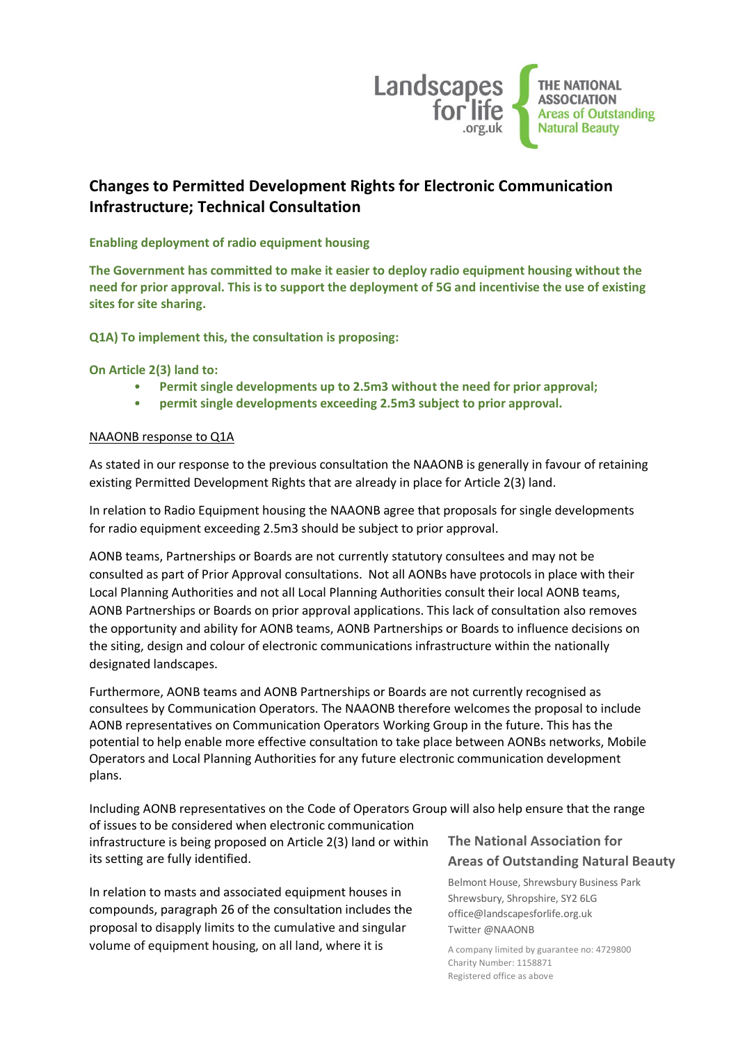Landscapes for life .org.uk — THE NATIONAL ASSOCIATION Areas of Outstanding Natural Beauty

# Changes to Permitted Development Rights for Electronic Communication Infrastructure; Technical Consultation

**Enabling deployment of radio equipment housing**

**The Government has committed to make it easier to deploy radio equipment housing without the need for prior approval. This is to support the deployment of 5G and incentivise the use of existing sites for site sharing.**

**Q1A) To implement this, the consultation is proposing:**

**On Article 2(3) land to:**

- **Permit single developments up to 2.5m3 without the need for prior approval;**
- **permit single developments exceeding 2.5m3 subject to prior approval.**

NAAONB response to Q1A

As stated in our response to the previous consultation the NAAONB is generally in favour of retaining existing Permitted Development Rights that are already in place for Article 2(3) land.

In relation to Radio Equipment housing the NAAONB agree that proposals for single developments for radio equipment exceeding 2.5m3 should be subject to prior approval.

AONB teams, Partnerships or Boards are not currently statutory consultees and may not be consulted as part of Prior Approval consultations. Not all AONBs have protocols in place with their Local Planning Authorities and not all Local Planning Authorities consult their local AONB teams, AONB Partnerships or Boards on prior approval applications. This lack of consultation also removes the opportunity and ability for AONB teams, AONB Partnerships or Boards to influence decisions on the siting, design and colour of electronic communications infrastructure within the nationally designated landscapes.

Furthermore, AONB teams and AONB Partnerships or Boards are not currently recognised as consultees by Communication Operators. The NAAONB therefore welcomes the proposal to include AONB representatives on Communication Operators Working Group in the future. This has the potential to help enable more effective consultation to take place between AONBs networks, Mobile Operators and Local Planning Authorities for any future electronic communication development plans.

Including AONB representatives on the Code of Operators Group will also help ensure that the range of issues to be considered when electronic communication infrastructure is being proposed on Article 2(3) land or within its setting are fully identified.

In relation to masts and associated equipment houses in compounds, paragraph 26 of the consultation includes the proposal to disapply limits to the cumulative and singular volume of equipment housing, on all land, where it is

**The National Association for Areas of Outstanding Natural Beauty**

Belmont House, Shrewsbury Business Park
Shrewsbury, Shropshire, SY2 6LG
office@landscapesforlife.org.uk
Twitter @NAAONB

A company limited by guarantee no: 4729800
Charity Number: 1158871
Registered office as above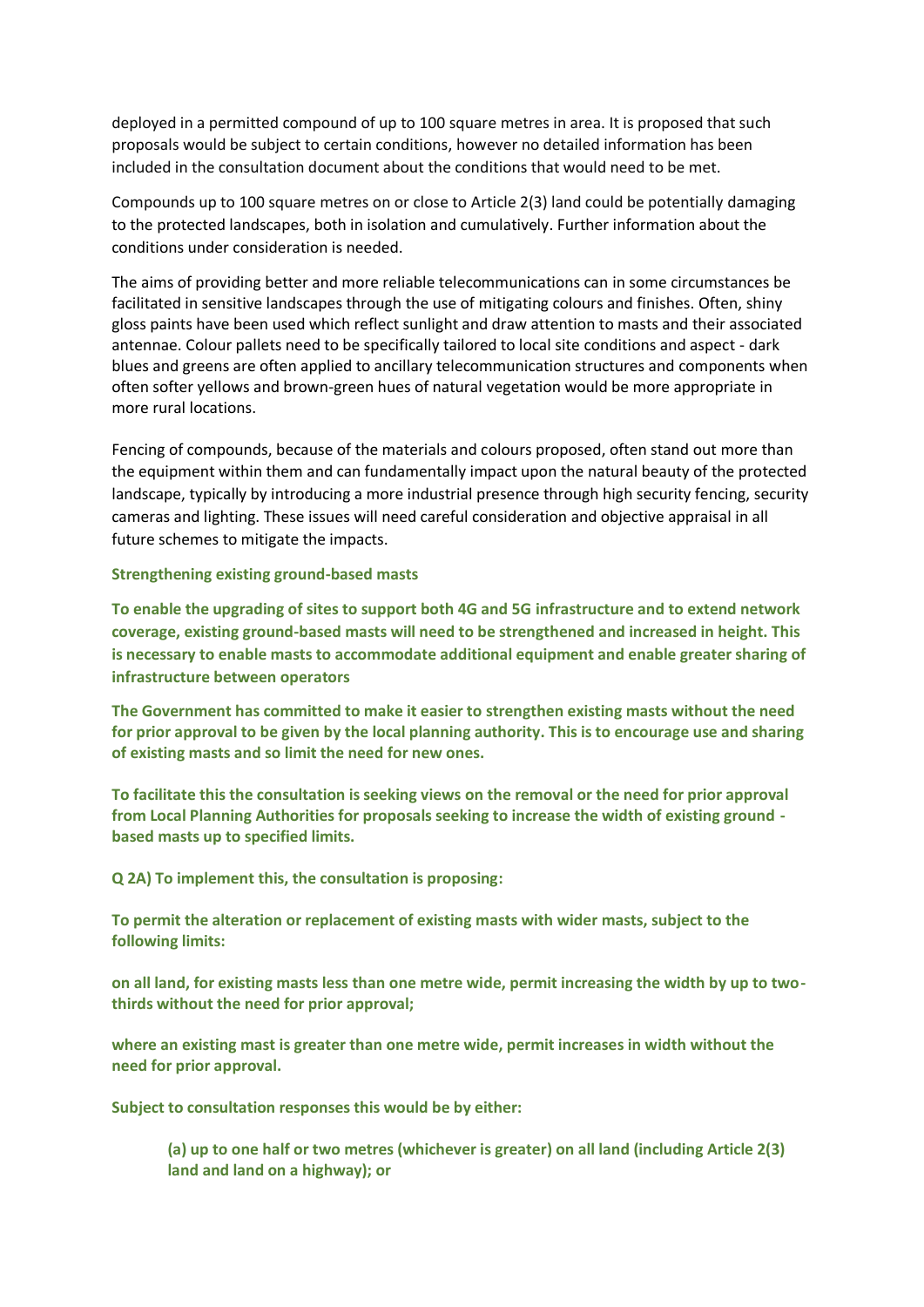deployed in a permitted compound of up to 100 square metres in area. It is proposed that such proposals would be subject to certain conditions, however no detailed information has been included in the consultation document about the conditions that would need to be met.

Compounds up to 100 square metres on or close to Article 2(3) land could be potentially damaging to the protected landscapes, both in isolation and cumulatively. Further information about the conditions under consideration is needed.

The aims of providing better and more reliable telecommunications can in some circumstances be facilitated in sensitive landscapes through the use of mitigating colours and finishes. Often, shiny gloss paints have been used which reflect sunlight and draw attention to masts and their associated antennae. Colour pallets need to be specifically tailored to local site conditions and aspect - dark blues and greens are often applied to ancillary telecommunication structures and components when often softer yellows and brown-green hues of natural vegetation would be more appropriate in more rural locations.

Fencing of compounds, because of the materials and colours proposed, often stand out more than the equipment within them and can fundamentally impact upon the natural beauty of the protected landscape, typically by introducing a more industrial presence through high security fencing, security cameras and lighting. These issues will need careful consideration and objective appraisal in all future schemes to mitigate the impacts.

**Strengthening existing ground-based masts**

**To enable the upgrading of sites to support both 4G and 5G infrastructure and to extend network coverage, existing ground-based masts will need to be strengthened and increased in height. This is necessary to enable masts to accommodate additional equipment and enable greater sharing of infrastructure between operators**

**The Government has committed to make it easier to strengthen existing masts without the need for prior approval to be given by the local planning authority. This is to encourage use and sharing of existing masts and so limit the need for new ones.**

**To facilitate this the consultation is seeking views on the removal or the need for prior approval from Local Planning Authorities for proposals seeking to increase the width of existing ground - based masts up to specified limits.**

**Q 2A) To implement this, the consultation is proposing:**

**To permit the alteration or replacement of existing masts with wider masts, subject to the following limits:**

**on all land, for existing masts less than one metre wide, permit increasing the width by up to two-thirds without the need for prior approval;**

**where an existing mast is greater than one metre wide, permit increases in width without the need for prior approval.**

**Subject to consultation responses this would be by either:**

> **(a) up to one half or two metres (whichever is greater) on all land (including Article 2(3) land and land on a highway); or**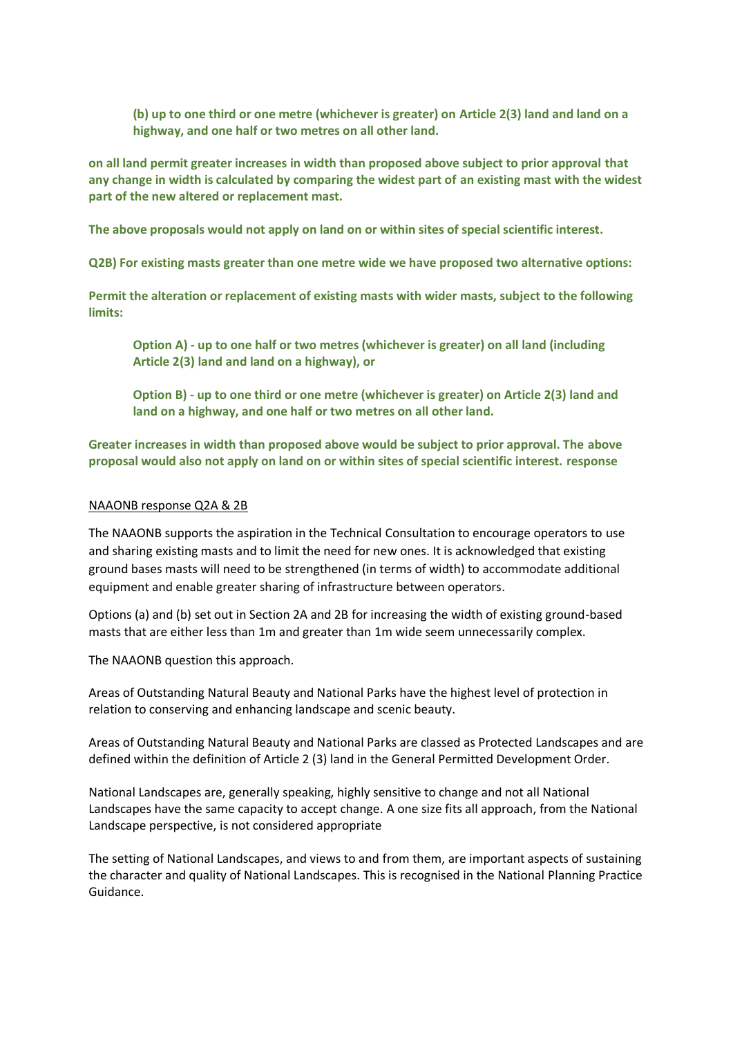**(b) up to one third or one metre (whichever is greater) on Article 2(3) land and land on a highway, and one half or two metres on all other land.**

**on all land permit greater increases in width than proposed above subject to prior approval that any change in width is calculated by comparing the widest part of an existing mast with the widest part of the new altered or replacement mast.**

**The above proposals would not apply on land on or within sites of special scientific interest.**

**Q2B) For existing masts greater than one metre wide we have proposed two alternative options:**

**Permit the alteration or replacement of existing masts with wider masts, subject to the following limits:**

> **Option A) - up to one half or two metres (whichever is greater) on all land (including Article 2(3) land and land on a highway), or**
>
> **Option B) - up to one third or one metre (whichever is greater) on Article 2(3) land and land on a highway, and one half or two metres on all other land.**

**Greater increases in width than proposed above would be subject to prior approval. The above proposal would also not apply on land on or within sites of special scientific interest. response**

<u>NAAONB response Q2A & 2B</u>

The NAAONB supports the aspiration in the Technical Consultation to encourage operators to use and sharing existing masts and to limit the need for new ones. It is acknowledged that existing ground bases masts will need to be strengthened (in terms of width) to accommodate additional equipment and enable greater sharing of infrastructure between operators.

Options (a) and (b) set out in Section 2A and 2B for increasing the width of existing ground-based masts that are either less than 1m and greater than 1m wide seem unnecessarily complex.

The NAAONB question this approach.

Areas of Outstanding Natural Beauty and National Parks have the highest level of protection in relation to conserving and enhancing landscape and scenic beauty.

Areas of Outstanding Natural Beauty and National Parks are classed as Protected Landscapes and are defined within the definition of Article 2 (3) land in the General Permitted Development Order.

National Landscapes are, generally speaking, highly sensitive to change and not all National Landscapes have the same capacity to accept change. A one size fits all approach, from the National Landscape perspective, is not considered appropriate

The setting of National Landscapes, and views to and from them, are important aspects of sustaining the character and quality of National Landscapes. This is recognised in the National Planning Practice Guidance.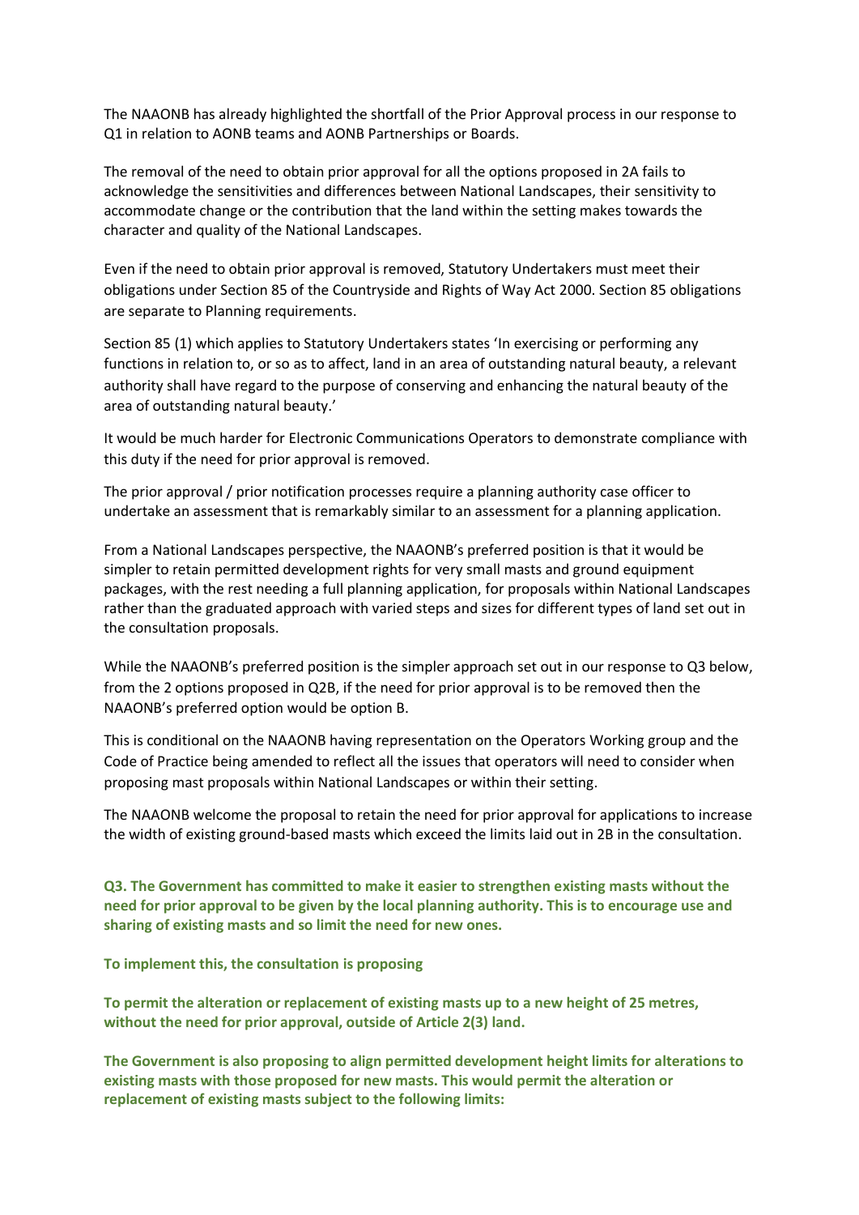The NAAONB has already highlighted the shortfall of the Prior Approval process in our response to Q1 in relation to AONB teams and AONB Partnerships or Boards.

The removal of the need to obtain prior approval for all the options proposed in 2A fails to acknowledge the sensitivities and differences between National Landscapes, their sensitivity to accommodate change or the contribution that the land within the setting makes towards the character and quality of the National Landscapes.

Even if the need to obtain prior approval is removed, Statutory Undertakers must meet their obligations under Section 85 of the Countryside and Rights of Way Act 2000. Section 85 obligations are separate to Planning requirements.

Section 85 (1) which applies to Statutory Undertakers states 'In exercising or performing any functions in relation to, or so as to affect, land in an area of outstanding natural beauty, a relevant authority shall have regard to the purpose of conserving and enhancing the natural beauty of the area of outstanding natural beauty.'

It would be much harder for Electronic Communications Operators to demonstrate compliance with this duty if the need for prior approval is removed.

The prior approval / prior notification processes require a planning authority case officer to undertake an assessment that is remarkably similar to an assessment for a planning application.

From a National Landscapes perspective, the NAAONB's preferred position is that it would be simpler to retain permitted development rights for very small masts and ground equipment packages, with the rest needing a full planning application, for proposals within National Landscapes rather than the graduated approach with varied steps and sizes for different types of land set out in the consultation proposals.

While the NAAONB's preferred position is the simpler approach set out in our response to Q3 below, from the 2 options proposed in Q2B, if the need for prior approval is to be removed then the NAAONB's preferred option would be option B.

This is conditional on the NAAONB having representation on the Operators Working group and the Code of Practice being amended to reflect all the issues that operators will need to consider when proposing mast proposals within National Landscapes or within their setting.

The NAAONB welcome the proposal to retain the need for prior approval for applications to increase the width of existing ground-based masts which exceed the limits laid out in 2B in the consultation.

**Q3. The Government has committed to make it easier to strengthen existing masts without the need for prior approval to be given by the local planning authority. This is to encourage use and sharing of existing masts and so limit the need for new ones.**

**To implement this, the consultation is proposing**

**To permit the alteration or replacement of existing masts up to a new height of 25 metres, without the need for prior approval, outside of Article 2(3) land.**

**The Government is also proposing to align permitted development height limits for alterations to existing masts with those proposed for new masts. This would permit the alteration or replacement of existing masts subject to the following limits:**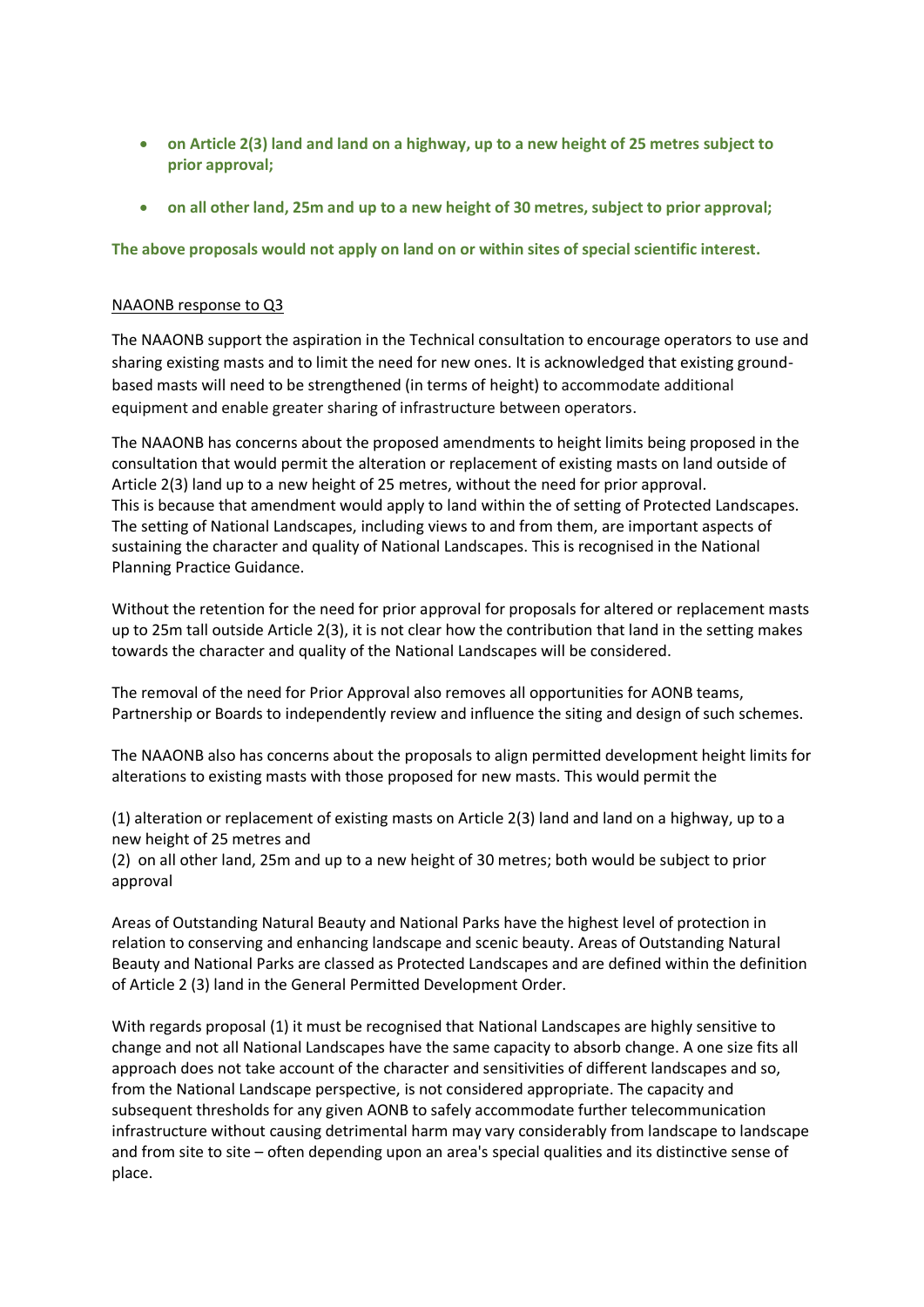- **on Article 2(3) land and land on a highway, up to a new height of 25 metres subject to prior approval;**
- **on all other land, 25m and up to a new height of 30 metres, subject to prior approval;**

**The above proposals would not apply on land on or within sites of special scientific interest.**

NAAONB response to Q3

The NAAONB support the aspiration in the Technical consultation to encourage operators to use and sharing existing masts and to limit the need for new ones. It is acknowledged that existing ground-based masts will need to be strengthened (in terms of height) to accommodate additional equipment and enable greater sharing of infrastructure between operators.

The NAAONB has concerns about the proposed amendments to height limits being proposed in the consultation that would permit the alteration or replacement of existing masts on land outside of Article 2(3) land up to a new height of 25 metres, without the need for prior approval. This is because that amendment would apply to land within the of setting of Protected Landscapes. The setting of National Landscapes, including views to and from them, are important aspects of sustaining the character and quality of National Landscapes. This is recognised in the National Planning Practice Guidance.

Without the retention for the need for prior approval for proposals for altered or replacement masts up to 25m tall outside Article 2(3), it is not clear how the contribution that land in the setting makes towards the character and quality of the National Landscapes will be considered.

The removal of the need for Prior Approval also removes all opportunities for AONB teams, Partnership or Boards to independently review and influence the siting and design of such schemes.

The NAAONB also has concerns about the proposals to align permitted development height limits for alterations to existing masts with those proposed for new masts. This would permit the

(1) alteration or replacement of existing masts on Article 2(3) land and land on a highway, up to a new height of 25 metres and
(2) on all other land, 25m and up to a new height of 30 metres; both would be subject to prior approval

Areas of Outstanding Natural Beauty and National Parks have the highest level of protection in relation to conserving and enhancing landscape and scenic beauty. Areas of Outstanding Natural Beauty and National Parks are classed as Protected Landscapes and are defined within the definition of Article 2 (3) land in the General Permitted Development Order.

With regards proposal (1) it must be recognised that National Landscapes are highly sensitive to change and not all National Landscapes have the same capacity to absorb change. A one size fits all approach does not take account of the character and sensitivities of different landscapes and so, from the National Landscape perspective, is not considered appropriate. The capacity and subsequent thresholds for any given AONB to safely accommodate further telecommunication infrastructure without causing detrimental harm may vary considerably from landscape to landscape and from site to site – often depending upon an area's special qualities and its distinctive sense of place.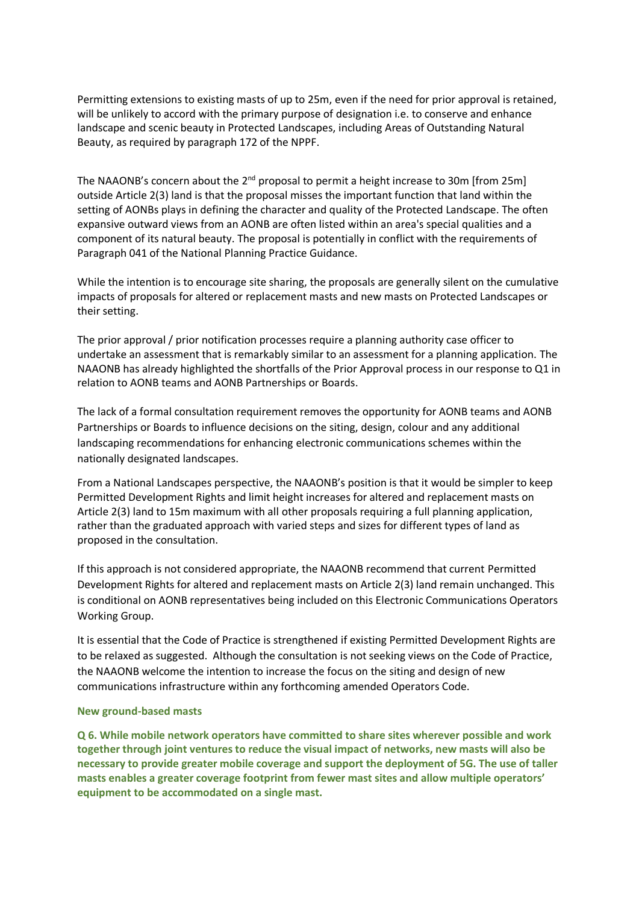Permitting extensions to existing masts of up to 25m, even if the need for prior approval is retained, will be unlikely to accord with the primary purpose of designation i.e. to conserve and enhance landscape and scenic beauty in Protected Landscapes, including Areas of Outstanding Natural Beauty, as required by paragraph 172 of the NPPF.

The NAAONB's concern about the 2nd proposal to permit a height increase to 30m [from 25m] outside Article 2(3) land is that the proposal misses the important function that land within the setting of AONBs plays in defining the character and quality of the Protected Landscape. The often expansive outward views from an AONB are often listed within an area's special qualities and a component of its natural beauty. The proposal is potentially in conflict with the requirements of Paragraph 041 of the National Planning Practice Guidance.

While the intention is to encourage site sharing, the proposals are generally silent on the cumulative impacts of proposals for altered or replacement masts and new masts on Protected Landscapes or their setting.

The prior approval / prior notification processes require a planning authority case officer to undertake an assessment that is remarkably similar to an assessment for a planning application. The NAAONB has already highlighted the shortfalls of the Prior Approval process in our response to Q1 in relation to AONB teams and AONB Partnerships or Boards.

The lack of a formal consultation requirement removes the opportunity for AONB teams and AONB Partnerships or Boards to influence decisions on the siting, design, colour and any additional landscaping recommendations for enhancing electronic communications schemes within the nationally designated landscapes.

From a National Landscapes perspective, the NAAONB's position is that it would be simpler to keep Permitted Development Rights and limit height increases for altered and replacement masts on Article 2(3) land to 15m maximum with all other proposals requiring a full planning application, rather than the graduated approach with varied steps and sizes for different types of land as proposed in the consultation.

If this approach is not considered appropriate, the NAAONB recommend that current Permitted Development Rights for altered and replacement masts on Article 2(3) land remain unchanged. This is conditional on AONB representatives being included on this Electronic Communications Operators Working Group.

It is essential that the Code of Practice is strengthened if existing Permitted Development Rights are to be relaxed as suggested. Although the consultation is not seeking views on the Code of Practice, the NAAONB welcome the intention to increase the focus on the siting and design of new communications infrastructure within any forthcoming amended Operators Code.

### New ground-based masts

**Q 6. While mobile network operators have committed to share sites wherever possible and work together through joint ventures to reduce the visual impact of networks, new masts will also be necessary to provide greater mobile coverage and support the deployment of 5G. The use of taller masts enables a greater coverage footprint from fewer mast sites and allow multiple operators' equipment to be accommodated on a single mast.**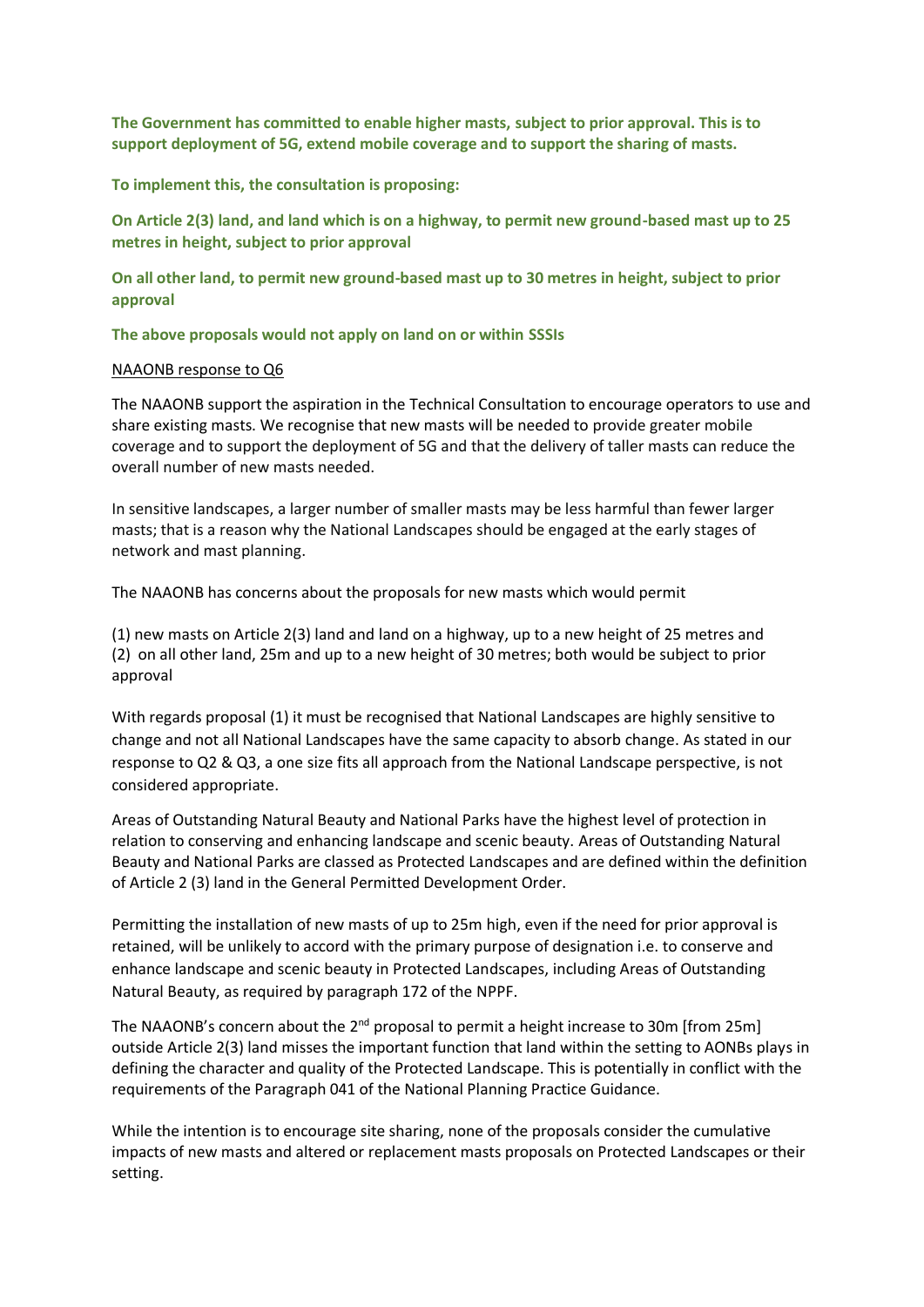**The Government has committed to enable higher masts, subject to prior approval. This is to support deployment of 5G, extend mobile coverage and to support the sharing of masts.**

**To implement this, the consultation is proposing:**

**On Article 2(3) land, and land which is on a highway, to permit new ground-based mast up to 25 metres in height, subject to prior approval**

**On all other land, to permit new ground-based mast up to 30 metres in height, subject to prior approval**

**The above proposals would not apply on land on or within SSSIs**

<u>NAAONB response to Q6</u>

The NAAONB support the aspiration in the Technical Consultation to encourage operators to use and share existing masts. We recognise that new masts will be needed to provide greater mobile coverage and to support the deployment of 5G and that the delivery of taller masts can reduce the overall number of new masts needed.

In sensitive landscapes, a larger number of smaller masts may be less harmful than fewer larger masts; that is a reason why the National Landscapes should be engaged at the early stages of network and mast planning.

The NAAONB has concerns about the proposals for new masts which would permit

(1) new masts on Article 2(3) land and land on a highway, up to a new height of 25 metres and
(2) on all other land, 25m and up to a new height of 30 metres; both would be subject to prior approval

With regards proposal (1) it must be recognised that National Landscapes are highly sensitive to change and not all National Landscapes have the same capacity to absorb change. As stated in our response to Q2 & Q3, a one size fits all approach from the National Landscape perspective, is not considered appropriate.

Areas of Outstanding Natural Beauty and National Parks have the highest level of protection in relation to conserving and enhancing landscape and scenic beauty. Areas of Outstanding Natural Beauty and National Parks are classed as Protected Landscapes and are defined within the definition of Article 2 (3) land in the General Permitted Development Order.

Permitting the installation of new masts of up to 25m high, even if the need for prior approval is retained, will be unlikely to accord with the primary purpose of designation i.e. to conserve and enhance landscape and scenic beauty in Protected Landscapes, including Areas of Outstanding Natural Beauty, as required by paragraph 172 of the NPPF.

The NAAONB's concern about the 2nd proposal to permit a height increase to 30m [from 25m] outside Article 2(3) land misses the important function that land within the setting to AONBs plays in defining the character and quality of the Protected Landscape. This is potentially in conflict with the requirements of the Paragraph 041 of the National Planning Practice Guidance.

While the intention is to encourage site sharing, none of the proposals consider the cumulative impacts of new masts and altered or replacement masts proposals on Protected Landscapes or their setting.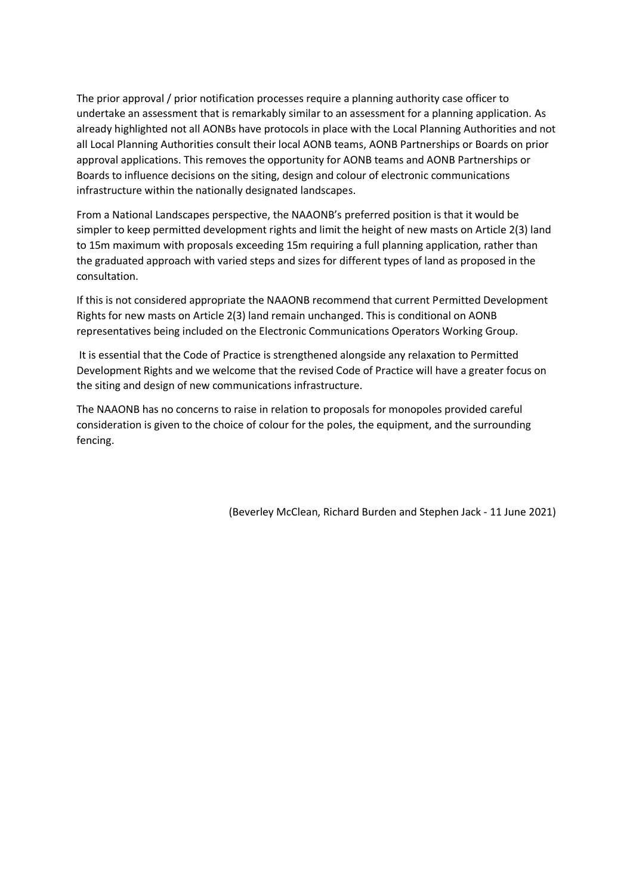The prior approval / prior notification processes require a planning authority case officer to undertake an assessment that is remarkably similar to an assessment for a planning application. As already highlighted not all AONBs have protocols in place with the Local Planning Authorities and not all Local Planning Authorities consult their local AONB teams, AONB Partnerships or Boards on prior approval applications. This removes the opportunity for AONB teams and AONB Partnerships or Boards to influence decisions on the siting, design and colour of electronic communications infrastructure within the nationally designated landscapes.

From a National Landscapes perspective, the NAAONB's preferred position is that it would be simpler to keep permitted development rights and limit the height of new masts on Article 2(3) land to 15m maximum with proposals exceeding 15m requiring a full planning application, rather than the graduated approach with varied steps and sizes for different types of land as proposed in the consultation.

If this is not considered appropriate the NAAONB recommend that current Permitted Development Rights for new masts on Article 2(3) land remain unchanged. This is conditional on AONB representatives being included on the Electronic Communications Operators Working Group.

It is essential that the Code of Practice is strengthened alongside any relaxation to Permitted Development Rights and we welcome that the revised Code of Practice will have a greater focus on the siting and design of new communications infrastructure.

The NAAONB has no concerns to raise in relation to proposals for monopoles provided careful consideration is given to the choice of colour for the poles, the equipment, and the surrounding fencing.

(Beverley McClean, Richard Burden and Stephen Jack - 11 June 2021)